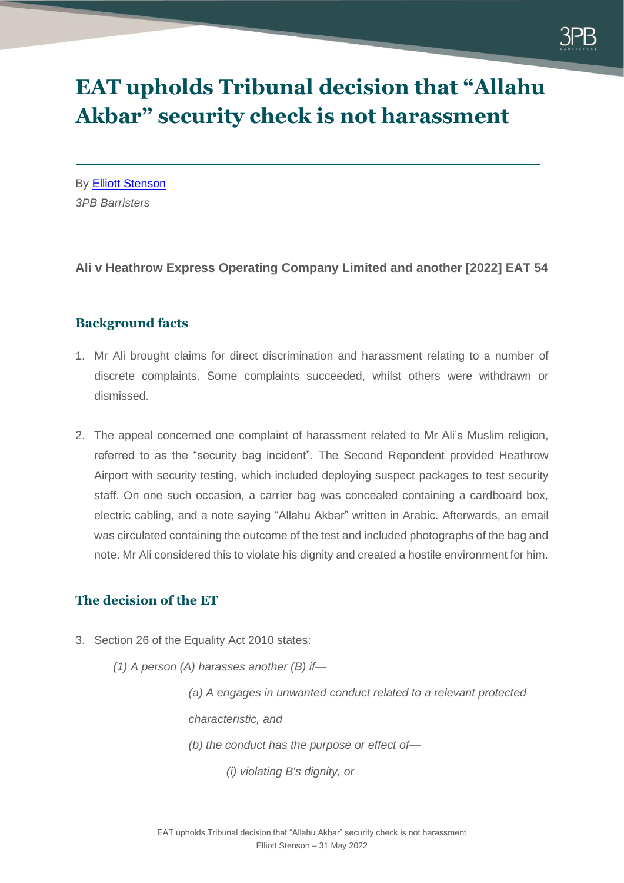# EAT upholds Tribunal decision that "Allahu Akbar" security check is not harassment

By [Elliott Stenson](#)
*3PB Barristers*

**Ali v Heathrow Express Operating Company Limited and another [2022] EAT 54**

## Background facts

1. Mr Ali brought claims for direct discrimination and harassment relating to a number of discrete complaints. Some complaints succeeded, whilst others were withdrawn or dismissed.

2. The appeal concerned one complaint of harassment related to Mr Ali's Muslim religion, referred to as the "security bag incident". The Second Repondent provided Heathrow Airport with security testing, which included deploying suspect packages to test security staff. On one such occasion, a carrier bag was concealed containing a cardboard box, electric cabling, and a note saying "Allahu Akbar" written in Arabic. Afterwards, an email was circulated containing the outcome of the test and included photographs of the bag and note. Mr Ali considered this to violate his dignity and created a hostile environment for him.

## The decision of the ET

3. Section 26 of the Equality Act 2010 states:

   *(1) A person (A) harasses another (B) if—*

   *(a) A engages in unwanted conduct related to a relevant protected characteristic, and*

   *(b) the conduct has the purpose or effect of—*

   *(i) violating B's dignity, or*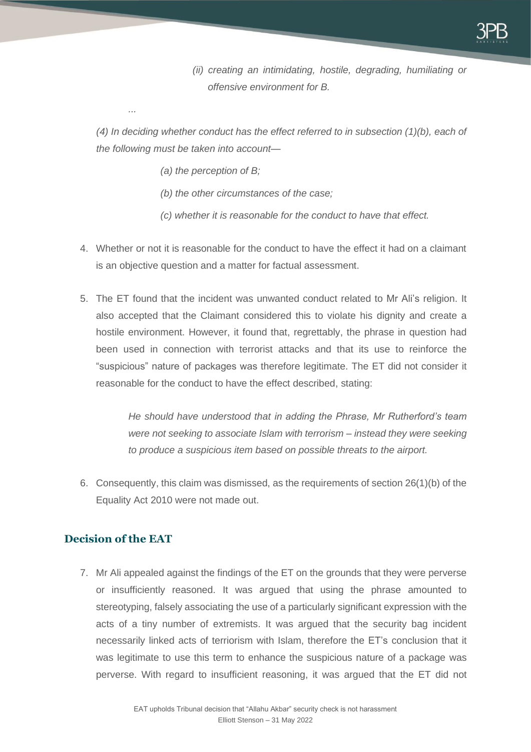*(ii) creating an intimidating, hostile, degrading, humiliating or offensive environment for B.*

*...*

*(4) In deciding whether conduct has the effect referred to in subsection (1)(b), each of the following must be taken into account—*

*(a) the perception of B;*

*(b) the other circumstances of the case;*

*(c) whether it is reasonable for the conduct to have that effect.*

4. Whether or not it is reasonable for the conduct to have the effect it had on a claimant is an objective question and a matter for factual assessment.

5. The ET found that the incident was unwanted conduct related to Mr Ali's religion. It also accepted that the Claimant considered this to violate his dignity and create a hostile environment. However, it found that, regrettably, the phrase in question had been used in connection with terrorist attacks and that its use to reinforce the "suspicious" nature of packages was therefore legitimate. The ET did not consider it reasonable for the conduct to have the effect described, stating:

   > *He should have understood that in adding the Phrase, Mr Rutherford's team were not seeking to associate Islam with terrorism – instead they were seeking to produce a suspicious item based on possible threats to the airport.*

6. Consequently, this claim was dismissed, as the requirements of section 26(1)(b) of the Equality Act 2010 were not made out.

## Decision of the EAT

7. Mr Ali appealed against the findings of the ET on the grounds that they were perverse or insufficiently reasoned. It was argued that using the phrase amounted to stereotyping, falsely associating the use of a particularly significant expression with the acts of a tiny number of extremists. It was argued that the security bag incident necessarily linked acts of terriorism with Islam, therefore the ET's conclusion that it was legitimate to use this term to enhance the suspicious nature of a package was perverse. With regard to insufficient reasoning, it was argued that the ET did not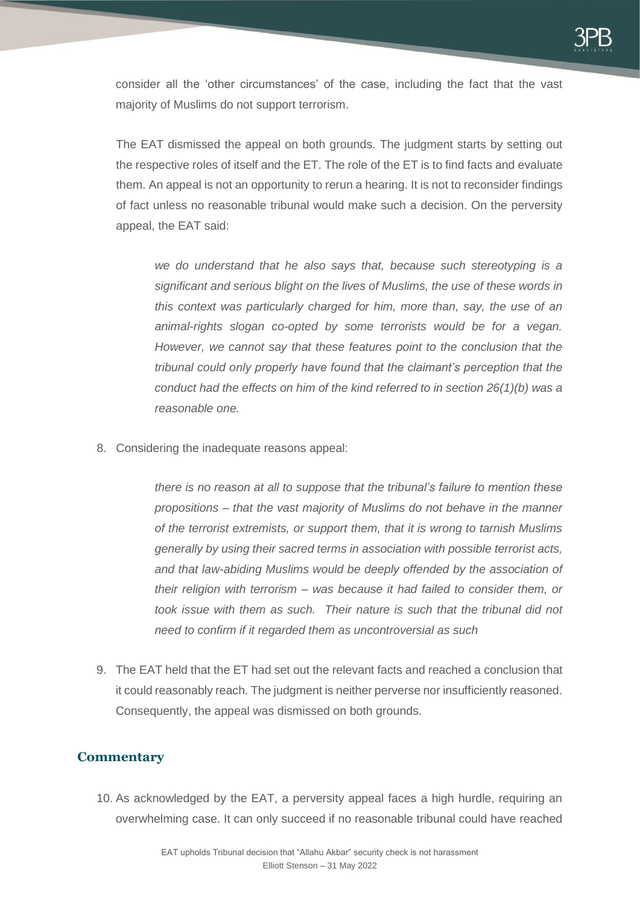consider all the 'other circumstances' of the case, including the fact that the vast majority of Muslims do not support terrorism.

The EAT dismissed the appeal on both grounds. The judgment starts by setting out the respective roles of itself and the ET. The role of the ET is to find facts and evaluate them. An appeal is not an opportunity to rerun a hearing. It is not to reconsider findings of fact unless no reasonable tribunal would make such a decision. On the perversity appeal, the EAT said:

> *we do understand that he also says that, because such stereotyping is a significant and serious blight on the lives of Muslims, the use of these words in this context was particularly charged for him, more than, say, the use of an animal-rights slogan co-opted by some terrorists would be for a vegan. However, we cannot say that these features point to the conclusion that the tribunal could only properly have found that the claimant's perception that the conduct had the effects on him of the kind referred to in section 26(1)(b) was a reasonable one.*

8. Considering the inadequate reasons appeal:

> *there is no reason at all to suppose that the tribunal's failure to mention these propositions – that the vast majority of Muslims do not behave in the manner of the terrorist extremists, or support them, that it is wrong to tarnish Muslims generally by using their sacred terms in association with possible terrorist acts, and that law-abiding Muslims would be deeply offended by the association of their religion with terrorism – was because it had failed to consider them, or took issue with them as such. Their nature is such that the tribunal did not need to confirm if it regarded them as uncontroversial as such*

9. The EAT held that the ET had set out the relevant facts and reached a conclusion that it could reasonably reach. The judgment is neither perverse nor insufficiently reasoned. Consequently, the appeal was dismissed on both grounds.

## Commentary

10. As acknowledged by the EAT, a perversity appeal faces a high hurdle, requiring an overwhelming case. It can only succeed if no reasonable tribunal could have reached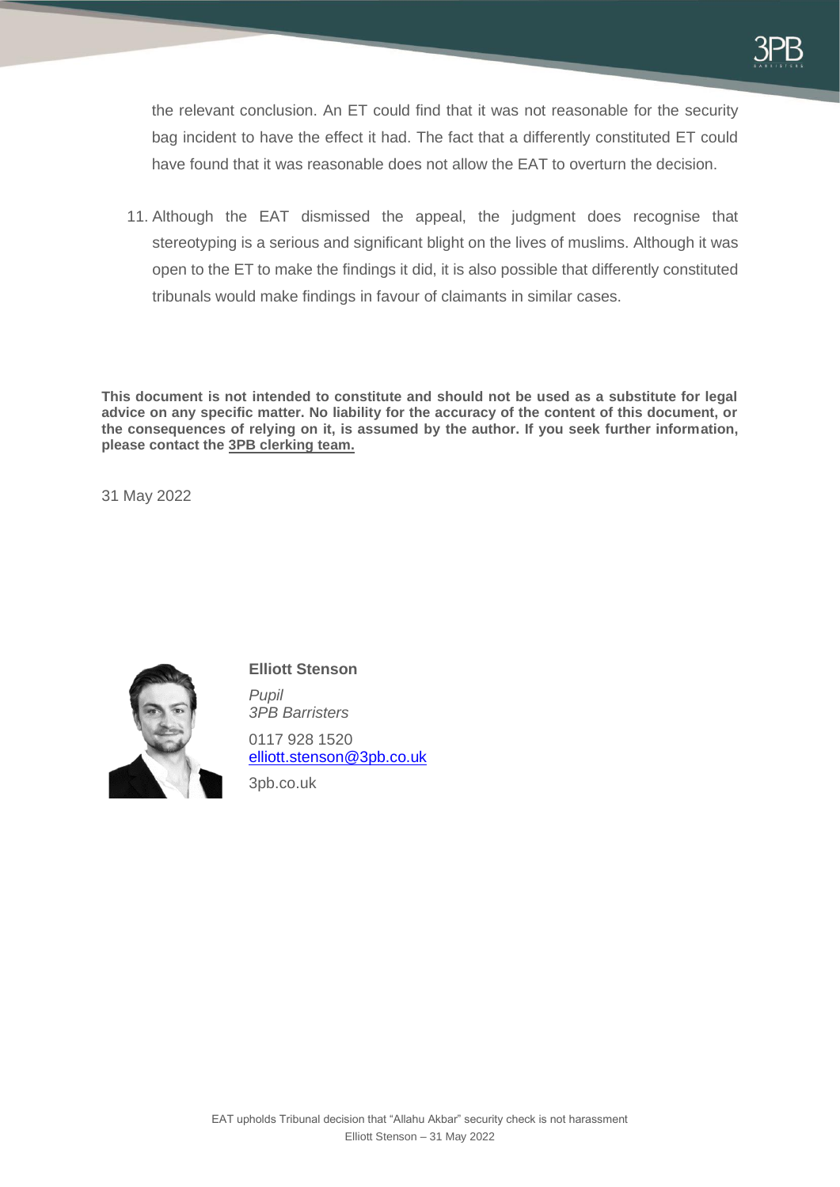the relevant conclusion. An ET could find that it was not reasonable for the security bag incident to have the effect it had. The fact that a differently constituted ET could have found that it was reasonable does not allow the EAT to overturn the decision.

11. Although the EAT dismissed the appeal, the judgment does recognise that stereotyping is a serious and significant blight on the lives of muslims. Although it was open to the ET to make the findings it did, it is also possible that differently constituted tribunals would make findings in favour of claimants in similar cases.

**This document is not intended to constitute and should not be used as a substitute for legal advice on any specific matter. No liability for the accuracy of the content of this document, or the consequences of relying on it, is assumed by the author. If you seek further information, please contact the 3PB clerking team.**

31 May 2022

**Elliott Stenson**

*Pupil*
*3PB Barristers*

0117 928 1520
elliott.stenson@3pb.co.uk

3pb.co.uk